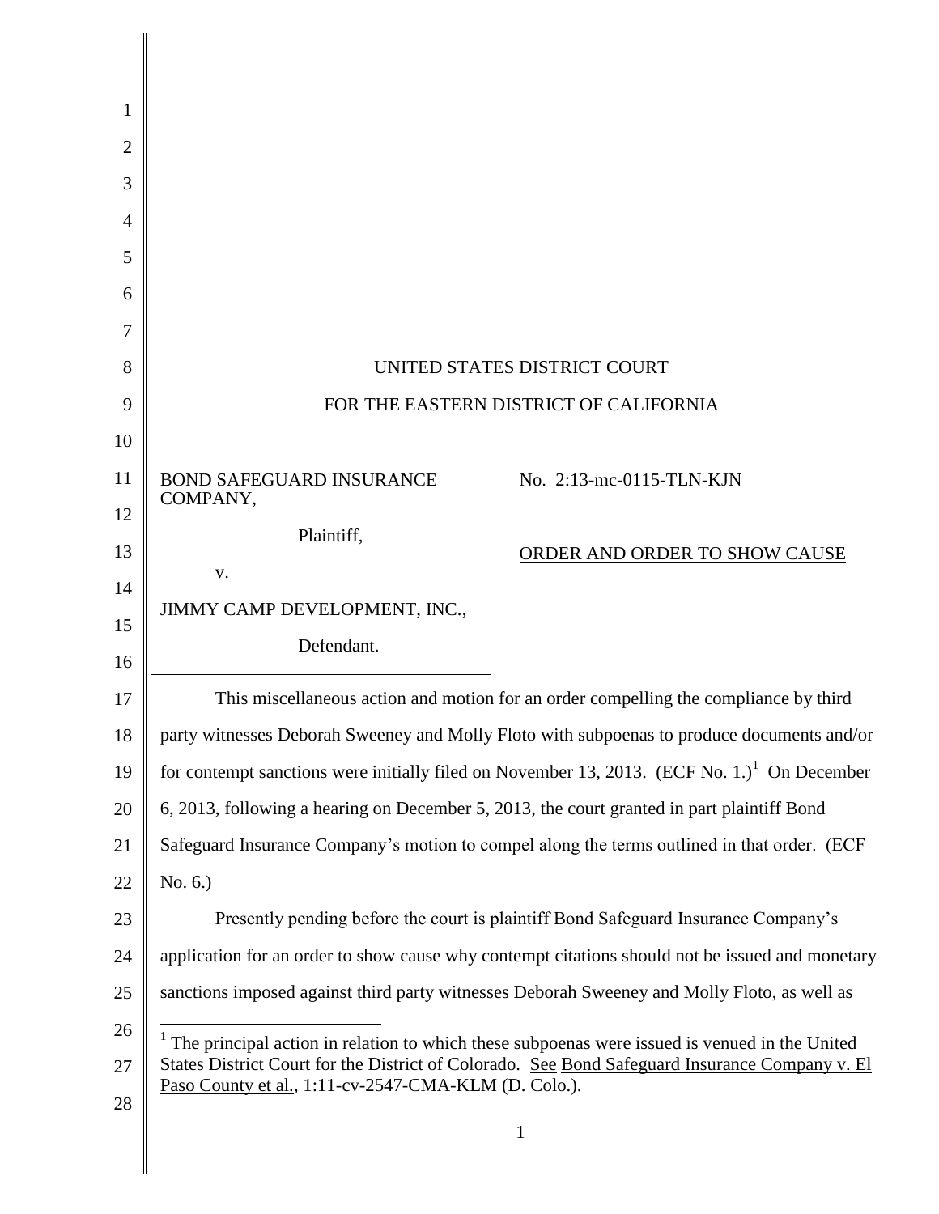UNITED STATES DISTRICT COURT

FOR THE EASTERN DISTRICT OF CALIFORNIA

| | |
|---|---|
| BOND SAFEGUARD INSURANCE COMPANY,<br><br>Plaintiff,<br><br>v.<br><br>JIMMY CAMP DEVELOPMENT, INC.,<br><br>Defendant. | No. 2:13-mc-0115-TLN-KJN<br><br>ORDER AND ORDER TO SHOW CAUSE |

This miscellaneous action and motion for an order compelling the compliance by third party witnesses Deborah Sweeney and Molly Floto with subpoenas to produce documents and/or for contempt sanctions were initially filed on November 13, 2013. (ECF No. 1.)[1] On December 6, 2013, following a hearing on December 5, 2013, the court granted in part plaintiff Bond Safeguard Insurance Company's motion to compel along the terms outlined in that order. (ECF No. 6.)

Presently pending before the court is plaintiff Bond Safeguard Insurance Company's application for an order to show cause why contempt citations should not be issued and monetary sanctions imposed against third party witnesses Deborah Sweeney and Molly Floto, as well as

[1] The principal action in relation to which these subpoenas were issued is venued in the United States District Court for the District of Colorado. See Bond Safeguard Insurance Company v. El Paso County et al., 1:11-cv-2547-CMA-KLM (D. Colo.).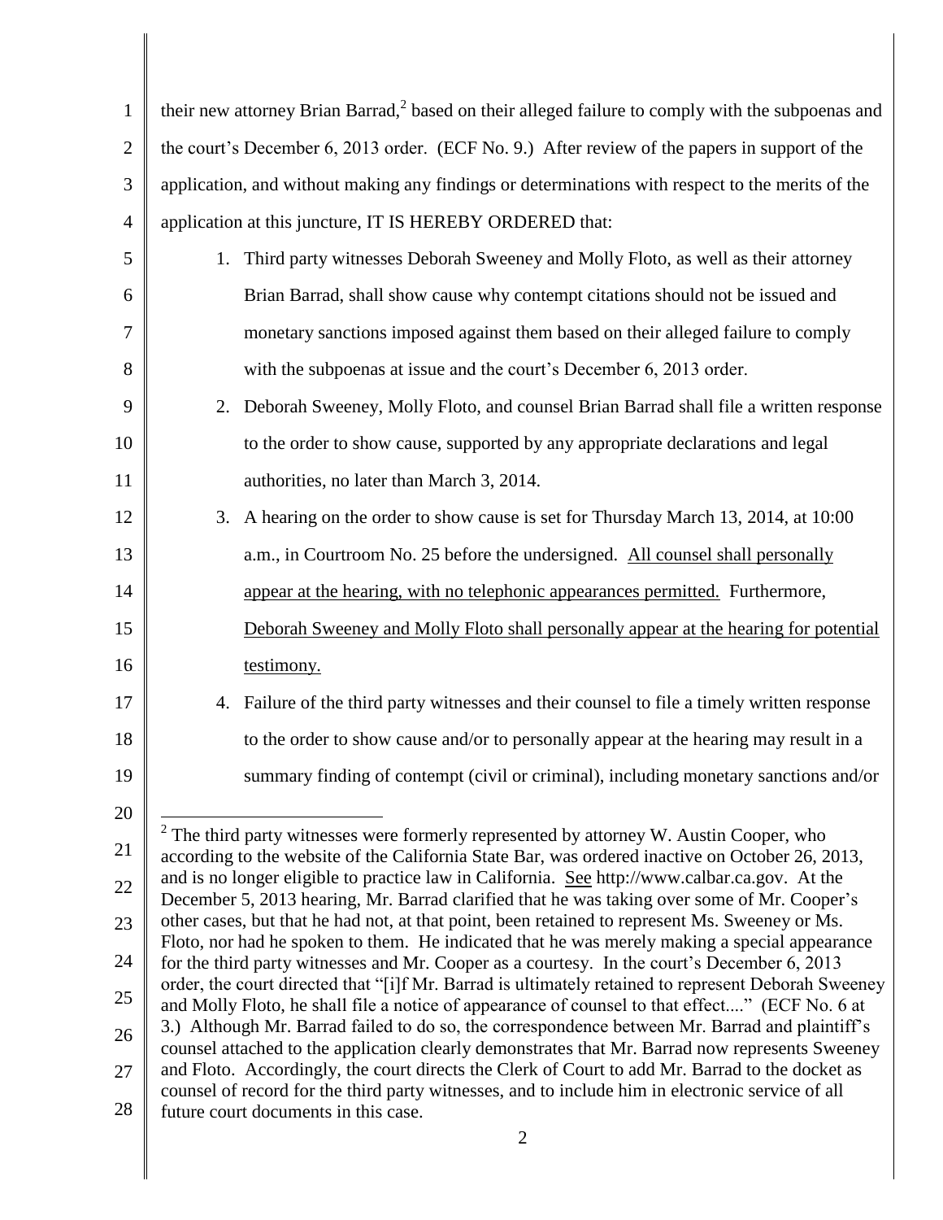their new attorney Brian Barrad,[2] based on their alleged failure to comply with the subpoenas and the court's December 6, 2013 order. (ECF No. 9.) After review of the papers in support of the application, and without making any findings or determinations with respect to the merits of the application at this juncture, IT IS HEREBY ORDERED that:

1. Third party witnesses Deborah Sweeney and Molly Floto, as well as their attorney Brian Barrad, shall show cause why contempt citations should not be issued and monetary sanctions imposed against them based on their alleged failure to comply with the subpoenas at issue and the court's December 6, 2013 order.
2. Deborah Sweeney, Molly Floto, and counsel Brian Barrad shall file a written response to the order to show cause, supported by any appropriate declarations and legal authorities, no later than March 3, 2014.
3. A hearing on the order to show cause is set for Thursday March 13, 2014, at 10:00 a.m., in Courtroom No. 25 before the undersigned. <u>All counsel shall personally appear at the hearing, with no telephonic appearances permitted.</u> Furthermore, <u>Deborah Sweeney and Molly Floto shall personally appear at the hearing for potential testimony.</u>
4. Failure of the third party witnesses and their counsel to file a timely written response to the order to show cause and/or to personally appear at the hearing may result in a summary finding of contempt (civil or criminal), including monetary sanctions and/or

---

[2] The third party witnesses were formerly represented by attorney W. Austin Cooper, who according to the website of the California State Bar, was ordered inactive on October 26, 2013, and is no longer eligible to practice law in California. <u>See</u> http://www.calbar.ca.gov. At the December 5, 2013 hearing, Mr. Barrad clarified that he was taking over some of Mr. Cooper's other cases, but that he had not, at that point, been retained to represent Ms. Sweeney or Ms. Floto, nor had he spoken to them. He indicated that he was merely making a special appearance for the third party witnesses and Mr. Cooper as a courtesy. In the court's December 6, 2013 order, the court directed that "[i]f Mr. Barrad is ultimately retained to represent Deborah Sweeney and Molly Floto, he shall file a notice of appearance of counsel to that effect...." (ECF No. 6 at 3.) Although Mr. Barrad failed to do so, the correspondence between Mr. Barrad and plaintiff's counsel attached to the application clearly demonstrates that Mr. Barrad now represents Sweeney and Floto. Accordingly, the court directs the Clerk of Court to add Mr. Barrad to the docket as counsel of record for the third party witnesses, and to include him in electronic service of all future court documents in this case.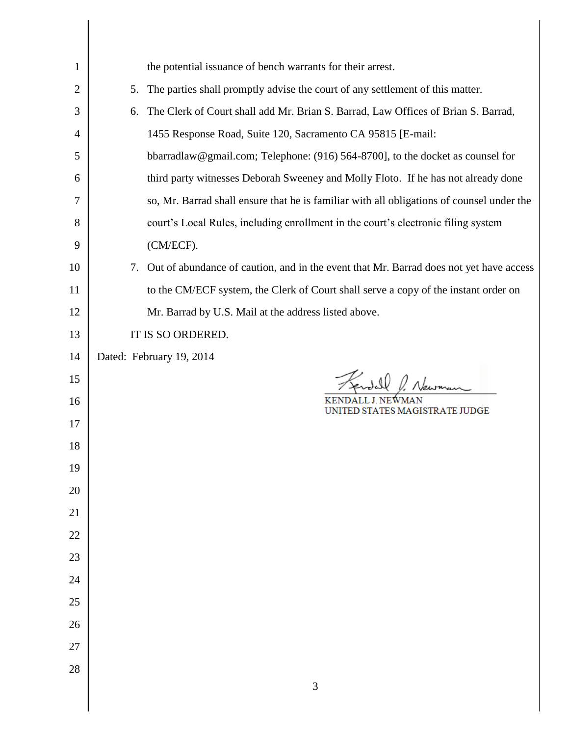the potential issuance of bench warrants for their arrest.

5. The parties shall promptly advise the court of any settlement of this matter.
6. The Clerk of Court shall add Mr. Brian S. Barrad, Law Offices of Brian S. Barrad, 1455 Response Road, Suite 120, Sacramento CA 95815 [E-mail: bbarradlaw@gmail.com; Telephone: (916) 564-8700], to the docket as counsel for third party witnesses Deborah Sweeney and Molly Floto. If he has not already done so, Mr. Barrad shall ensure that he is familiar with all obligations of counsel under the court's Local Rules, including enrollment in the court's electronic filing system (CM/ECF).
7. Out of abundance of caution, and in the event that Mr. Barrad does not yet have access to the CM/ECF system, the Clerk of Court shall serve a copy of the instant order on Mr. Barrad by U.S. Mail at the address listed above.

IT IS SO ORDERED.

Dated: February 19, 2014

KENDALL J. NEWMAN
UNITED STATES MAGISTRATE JUDGE